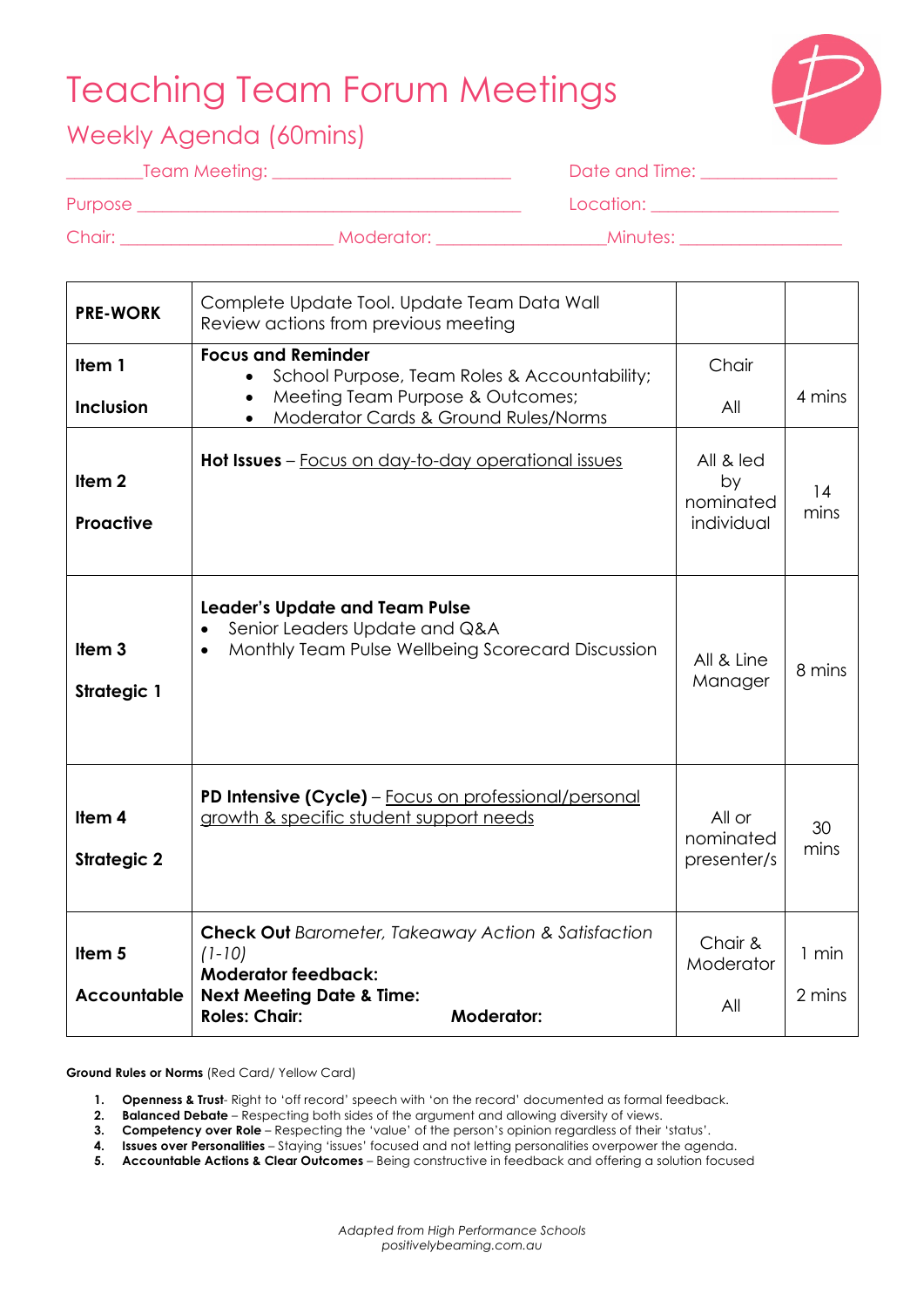# Teaching Team Forum Meetings

## Weekly Agenda (60mins)

________Team Meeting: __________________________ Date and Time: _______________

Purpose __________________________________________ Location: ____________________

Chair: _______________________ Moderator: __________________Minutes: __________________

| | | | |
|---|---|---|---|
| **PRE-WORK** | Complete Update Tool. Update Team Data Wall<br>Review actions from previous meeting | | |
| **Item 1**<br><br>**Inclusion** | **Focus and Reminder**<br>• School Purpose, Team Roles & Accountability;<br>• Meeting Team Purpose & Outcomes;<br>• Moderator Cards & Ground Rules/Norms | Chair<br><br>All | 4 mins |
| **Item 2**<br><br>**Proactive** | **Hot Issues** – <u>Focus on day-to-day operational issues</u> | All & led by nominated individual | 14 mins |
| **Item 3**<br><br>**Strategic 1** | **Leader's Update and Team Pulse**<br>• Senior Leaders Update and Q&A<br>• Monthly Team Pulse Wellbeing Scorecard Discussion | All & Line Manager | 8 mins |
| **Item 4**<br><br>**Strategic 2** | **PD Intensive (Cycle)** – <u>Focus on professional/personal growth & specific student support needs</u> | All or nominated presenter/s | 30 mins |
| **Item 5**<br><br>**Accountable** | **Check Out** *Barometer, Takeaway Action & Satisfaction (1-10)*<br>**Moderator feedback:**<br>**Next Meeting Date & Time:**<br>**Roles: Chair: Moderator:** | Chair & Moderator<br><br>All | 1 min<br><br>2 mins |

**Ground Rules or Norms** (Red Card/ Yellow Card)

1. **Openness & Trust**- Right to 'off record' speech with 'on the record' documented as formal feedback.
2. **Balanced Debate** – Respecting both sides of the argument and allowing diversity of views.
3. **Competency over Role** – Respecting the 'value' of the person's opinion regardless of their 'status'.
4. **Issues over Personalities** – Staying 'issues' focused and not letting personalities overpower the agenda.
5. **Accountable Actions & Clear Outcomes** – Being constructive in feedback and offering a solution focused

*Adapted from High Performance Schools*
*positivelybeaming.com.au*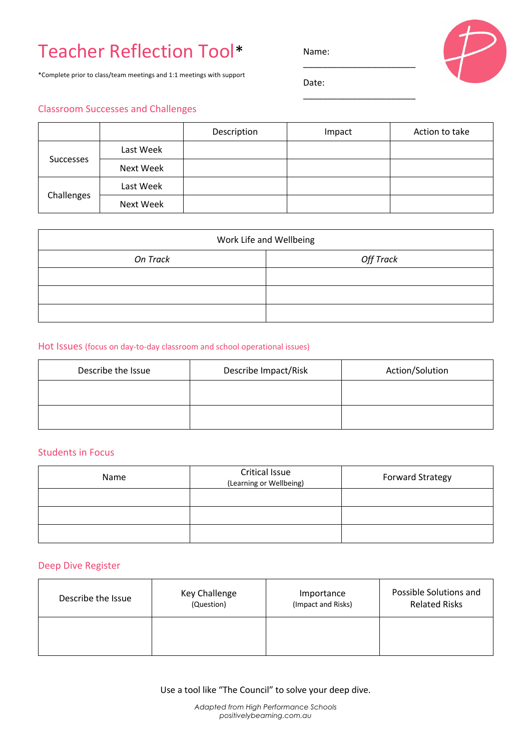# Teacher Reflection Tool*

*Complete prior to class/team meetings and 1:1 meetings with support

Name: ________________________

Date: ________________________

## Classroom Successes and Challenges

| | | Description | Impact | Action to take |
|---|---|---|---|---|
| Successes | Last Week | | | |
| | Next Week | | | |
| Challenges | Last Week | | | |
| | Next Week | | | |

| Work Life and Wellbeing | |
|---|---|
| *On Track* | *Off Track* |
| | |
| | |
| | |

## Hot Issues (focus on day-to-day classroom and school operational issues)

| Describe the Issue | Describe Impact/Risk | Action/Solution |
|---|---|---|
| | | |
| | | |

## Students in Focus

| Name | Critical Issue (Learning or Wellbeing) | Forward Strategy |
|---|---|---|
| | | |
| | | |
| | | |

## Deep Dive Register

| Describe the Issue | Key Challenge (Question) | Importance (Impact and Risks) | Possible Solutions and Related Risks |
|---|---|---|---|
| | | | |

Use a tool like "The Council" to solve your deep dive.

*Adapted from High Performance Schools*
*positivelybeaming.com.au*